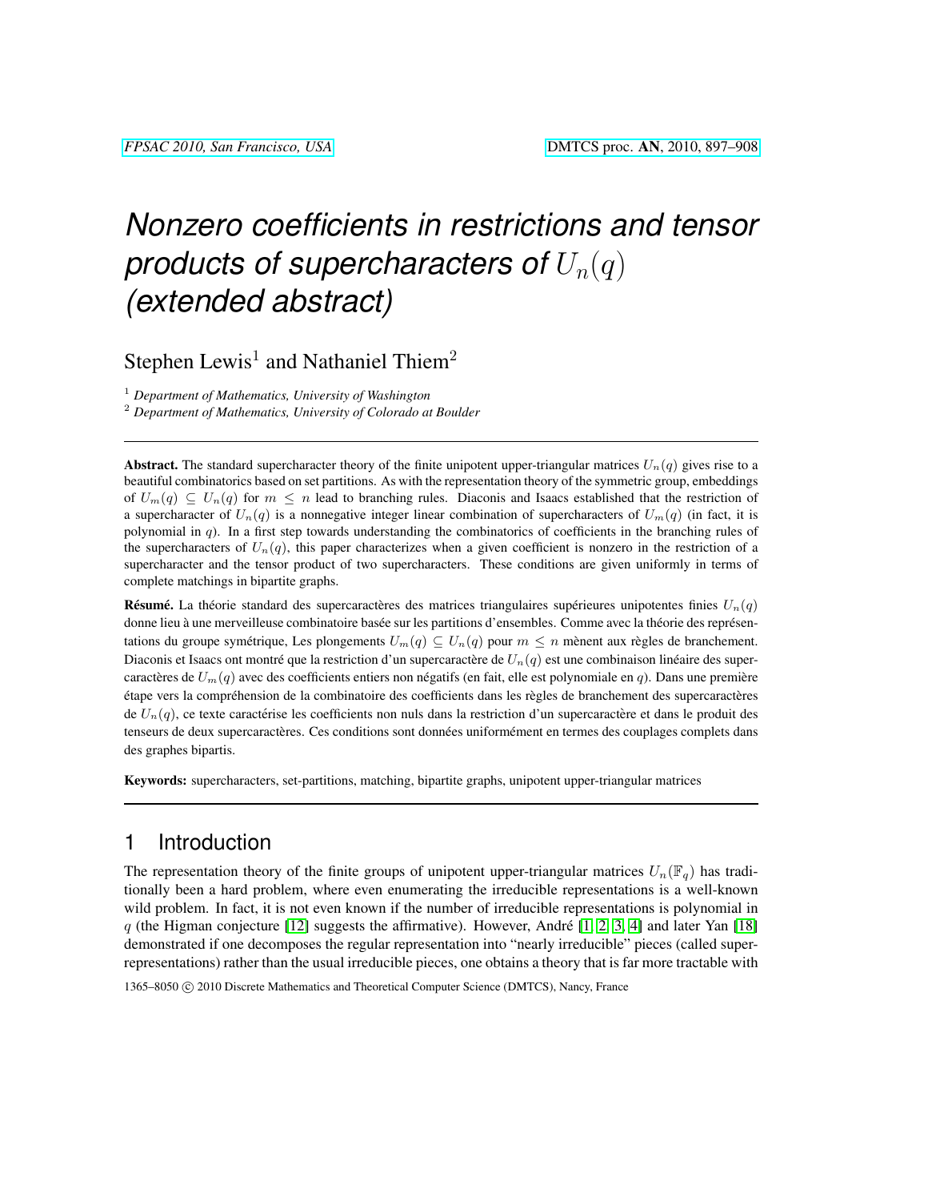# *Nonzero coefficients in restrictions and tensor products of supercharacters of $U_n(q)$ (extended abstract)*

Stephen Lewis[1] and Nathaniel Thiem[2]

[1] *Department of Mathematics, University of Washington*

[2] *Department of Mathematics, University of Colorado at Boulder*

---

**Abstract.** The standard supercharacter theory of the finite unipotent upper-triangular matrices $U_n(q)$ gives rise to a beautiful combinatorics based on set partitions. As with the representation theory of the symmetric group, embeddings of $U_m(q) \subseteq U_n(q)$ for $m \leq n$ lead to branching rules. Diaconis and Isaacs established that the restriction of a supercharacter of $U_n(q)$ is a nonnegative integer linear combination of supercharacters of $U_m(q)$ (in fact, it is polynomial in $q$). In a first step towards understanding the combinatorics of coefficients in the branching rules of the supercharacters of $U_n(q)$, this paper characterizes when a given coefficient is nonzero in the restriction of a supercharacter and the tensor product of two supercharacters. These conditions are given uniformly in terms of complete matchings in bipartite graphs.

**Résumé.** La théorie standard des supercaractères des matrices triangulaires supérieures unipotentes finies $U_n(q)$ donne lieu à une merveilleuse combinatoire basée sur les partitions d'ensembles. Comme avec la théorie des représentations du groupe symétrique, Les plongements $U_m(q) \subseteq U_n(q)$ pour $m \leq n$ mènent aux règles de branchement. Diaconis et Isaacs ont montré que la restriction d'un supercaractère de $U_n(q)$ est une combinaison linéaire des supercaractères de $U_m(q)$ avec des coefficients entiers non négatifs (en fait, elle est polynomiale en $q$). Dans une première étape vers la compréhension de la combinatoire des coefficients dans les règles de branchement des supercaractères de $U_n(q)$, ce texte caractérise les coefficients non nuls dans la restriction d'un supercaractère et dans le produit des tenseurs de deux supercaractères. Ces conditions sont données uniformément en termes des couplages complets dans des graphes bipartis.

**Keywords:** supercharacters, set-partitions, matching, bipartite graphs, unipotent upper-triangular matrices

---

## 1 Introduction

The representation theory of the finite groups of unipotent upper-triangular matrices $U_n(\mathbb{F}_q)$ has traditionally been a hard problem, where even enumerating the irreducible representations is a well-known wild problem. In fact, it is not even known if the number of irreducible representations is polynomial in $q$ (the Higman conjecture [12] suggests the affirmative). However, André [1, 2, 3, 4] and later Yan [18] demonstrated if one decomposes the regular representation into "nearly irreducible" pieces (called super-representations) rather than the usual irreducible pieces, one obtains a theory that is far more tractable with

1365–8050 © 2010 Discrete Mathematics and Theoretical Computer Science (DMTCS), Nancy, France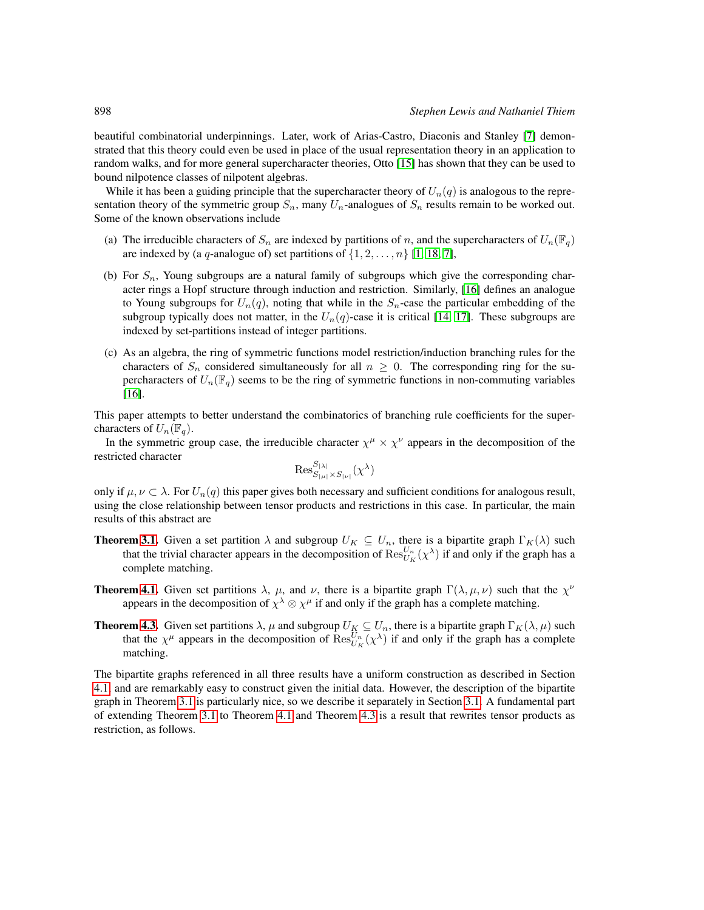beautiful combinatorial underpinnings. Later, work of Arias-Castro, Diaconis and Stanley [7] demonstrated that this theory could even be used in place of the usual representation theory in an application to random walks, and for more general supercharacter theories, Otto [15] has shown that they can be used to bound nilpotence classes of nilpotent algebras.

While it has been a guiding principle that the supercharacter theory of $U_n(q)$ is analogous to the representation theory of the symmetric group $S_n$, many $U_n$-analogues of $S_n$ results remain to be worked out. Some of the known observations include

(a) The irreducible characters of $S_n$ are indexed by partitions of $n$, and the supercharacters of $U_n(\mathbb{F}_q)$ are indexed by (a $q$-analogue of) set partitions of $\{1, 2, \ldots, n\}$ [1, 18, 7],

(b) For $S_n$, Young subgroups are a natural family of subgroups which give the corresponding character rings a Hopf structure through induction and restriction. Similarly, [16] defines an analogue to Young subgroups for $U_n(q)$, noting that while in the $S_n$-case the particular embedding of the subgroup typically does not matter, in the $U_n(q)$-case it is critical [14, 17]. These subgroups are indexed by set-partitions instead of integer partitions.

(c) As an algebra, the ring of symmetric functions model restriction/induction branching rules for the characters of $S_n$ considered simultaneously for all $n \geq 0$. The corresponding ring for the supercharacters of $U_n(\mathbb{F}_q)$ seems to be the ring of symmetric functions in non-commuting variables [16].

This paper attempts to better understand the combinatorics of branching rule coefficients for the supercharacters of $U_n(\mathbb{F}_q)$.

In the symmetric group case, the irreducible character $\chi^\mu \times \chi^\nu$ appears in the decomposition of the restricted character

$$\mathrm{Res}^{S_{|\lambda|}}_{S_{|\mu|} \times S_{|\nu|}}(\chi^\lambda)$$

only if $\mu, \nu \subset \lambda$. For $U_n(q)$ this paper gives both necessary and sufficient conditions for analogous result, using the close relationship between tensor products and restrictions in this case. In particular, the main results of this abstract are

**Theorem 3.1.** Given a set partition $\lambda$ and subgroup $U_K \subseteq U_n$, there is a bipartite graph $\Gamma_K(\lambda)$ such that the trivial character appears in the decomposition of $\mathrm{Res}^{U_n}_{U_K}(\chi^\lambda)$ if and only if the graph has a complete matching.

**Theorem 4.1.** Given set partitions $\lambda$, $\mu$, and $\nu$, there is a bipartite graph $\Gamma(\lambda, \mu, \nu)$ such that the $\chi^\nu$ appears in the decomposition of $\chi^\lambda \otimes \chi^\mu$ if and only if the graph has a complete matching.

**Theorem 4.3.** Given set partitions $\lambda$, $\mu$ and subgroup $U_K \subseteq U_n$, there is a bipartite graph $\Gamma_K(\lambda, \mu)$ such that the $\chi^\mu$ appears in the decomposition of $\mathrm{Res}^{U_n}_{U_K}(\chi^\lambda)$ if and only if the graph has a complete matching.

The bipartite graphs referenced in all three results have a uniform construction as described in Section 4.1, and are remarkably easy to construct given the initial data. However, the description of the bipartite graph in Theorem 3.1 is particularly nice, so we describe it separately in Section 3.1. A fundamental part of extending Theorem 3.1 to Theorem 4.1 and Theorem 4.3 is a result that rewrites tensor products as restriction, as follows.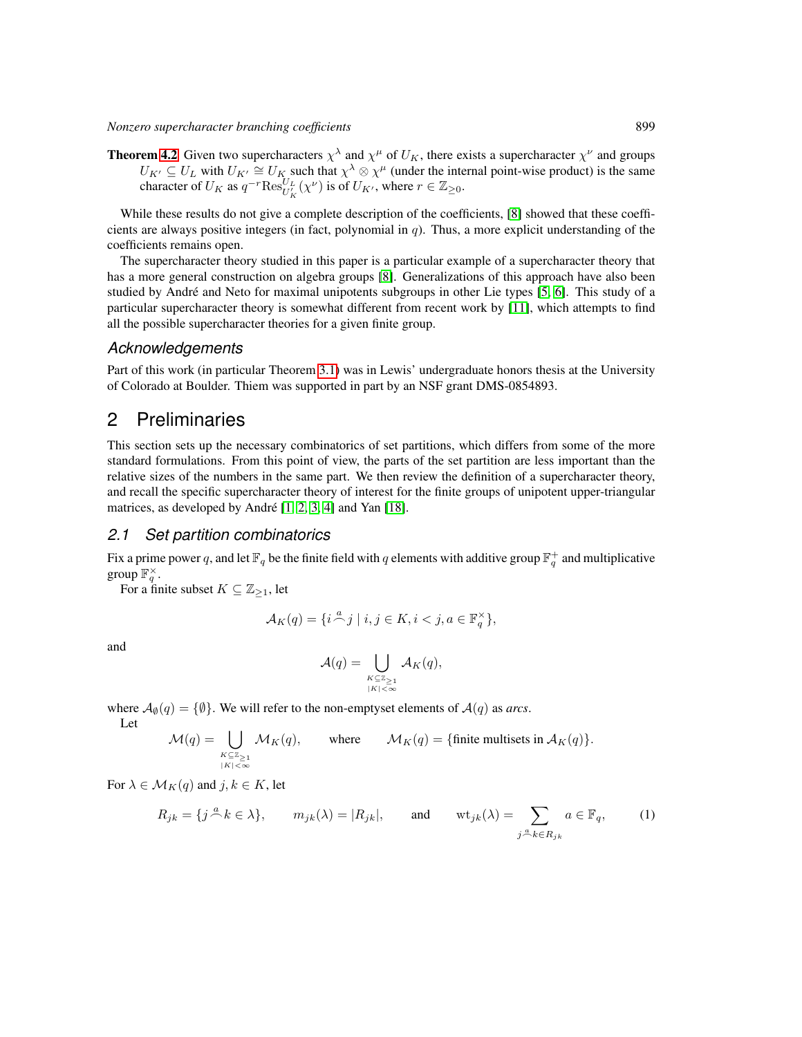**Theorem 4.2** Given two supercharacters $\chi^\lambda$ and $\chi^\mu$ of $U_K$, there exists a supercharacter $\chi^\nu$ and groups $U_{K'} \subseteq U_L$ with $U_{K'} \cong U_K$ such that $\chi^\lambda \otimes \chi^\mu$ (under the internal point-wise product) is the same character of $U_K$ as $q^{-r}\mathrm{Res}^{U_L}_{U'_K}(\chi^\nu)$ is of $U_{K'}$, where $r \in \mathbb{Z}_{\geq 0}$.

While these results do not give a complete description of the coefficients, [8] showed that these coefficients are always positive integers (in fact, polynomial in $q$). Thus, a more explicit understanding of the coefficients remains open.

The supercharacter theory studied in this paper is a particular example of a supercharacter theory that has a more general construction on algebra groups [8]. Generalizations of this approach have also been studied by André and Neto for maximal unipotents subgroups in other Lie types [5, 6]. This study of a particular supercharacter theory is somewhat different from recent work by [11], which attempts to find all the possible supercharacter theories for a given finite group.

### Acknowledgements

Part of this work (in particular Theorem 3.1) was in Lewis' undergraduate honors thesis at the University of Colorado at Boulder. Thiem was supported in part by an NSF grant DMS-0854893.

## 2 Preliminaries

This section sets up the necessary combinatorics of set partitions, which differs from some of the more standard formulations. From this point of view, the parts of the set partition are less important than the relative sizes of the numbers in the same part. We then review the definition of a supercharacter theory, and recall the specific supercharacter theory of interest for the finite groups of unipotent upper-triangular matrices, as developed by André [1, 2, 3, 4] and Yan [18].

### 2.1 Set partition combinatorics

Fix a prime power $q$, and let $\mathbb{F}_q$ be the finite field with $q$ elements with additive group $\mathbb{F}_q^+$ and multiplicative group $\mathbb{F}_q^\times$.

For a finite subset $K \subseteq \mathbb{Z}_{\geq 1}$, let

$$\mathcal{A}_K(q) = \{i \overset{a}{\frown} j \mid i, j \in K, i < j, a \in \mathbb{F}_q^\times\},$$

and

$$\mathcal{A}(q) = \bigcup_{\substack{K \subseteq \mathbb{Z}_{\geq 1} \\ |K| < \infty}} \mathcal{A}_K(q),$$

where $\mathcal{A}_\emptyset(q) = \{\emptyset\}$. We will refer to the non-emptyset elements of $\mathcal{A}(q)$ as *arcs*.

Let

$$\mathcal{M}(q) = \bigcup_{\substack{K \subseteq \mathbb{Z}_{\geq 1} \\ |K| < \infty}} \mathcal{M}_K(q), \qquad \text{where} \qquad \mathcal{M}_K(q) = \{\text{finite multisets in } \mathcal{A}_K(q)\}.$$

For $\lambda \in \mathcal{M}_K(q)$ and $j, k \in K$, let

$$R_{jk} = \{j \overset{a}{\frown} k \in \lambda\}, \qquad m_{jk}(\lambda) = |R_{jk}|, \qquad \text{and} \qquad \mathrm{wt}_{jk}(\lambda) = \sum_{j \overset{a}{\frown} k \in R_{jk}} a \in \mathbb{F}_q, \tag{1}$$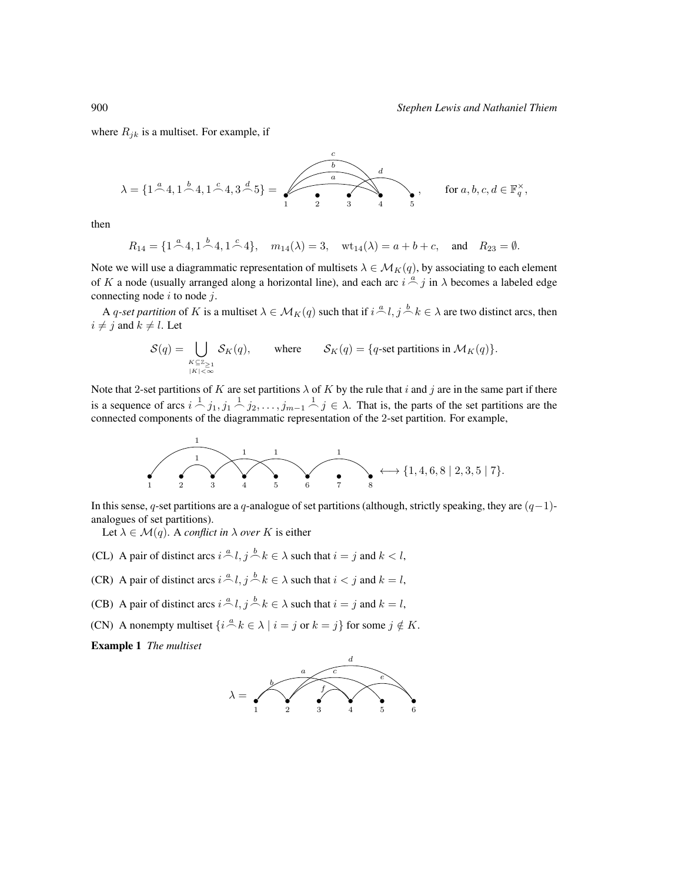where $R_{jk}$ is a multiset. For example, if

$$\lambda = \{1 \overset{a}{\frown} 4, 1 \overset{b}{\frown} 4, 1 \overset{c}{\frown} 4, 3 \overset{d}{\frown} 5\} = \quad , \qquad \text{for } a, b, c, d \in \mathbb{F}_q^\times,$$

then

$$R_{14} = \{1 \overset{a}{\frown} 4, 1 \overset{b}{\frown} 4, 1 \overset{c}{\frown} 4\}, \quad m_{14}(\lambda) = 3, \quad \mathrm{wt}_{14}(\lambda) = a + b + c, \quad \text{and} \quad R_{23} = \emptyset.$$

Note we will use a diagrammatic representation of multisets $\lambda \in \mathcal{M}_K(q)$, by associating to each element of $K$ a node (usually arranged along a horizontal line), and each arc $i \overset{a}{\frown} j$ in $\lambda$ becomes a labeled edge connecting node $i$ to node $j$.

A *q-set partition* of $K$ is a multiset $\lambda \in \mathcal{M}_K(q)$ such that if $i \overset{a}{\frown} l, j \overset{b}{\frown} k \in \lambda$ are two distinct arcs, then $i \neq j$ and $k \neq l$. Let

$$\mathcal{S}(q) = \bigcup_{\substack{K \subseteq \mathbb{Z}_{\geq 1} \\ |K| < \infty}} \mathcal{S}_K(q), \qquad \text{where} \qquad \mathcal{S}_K(q) = \{q\text{-set partitions in } \mathcal{M}_K(q)\}.$$

Note that 2-set partitions of $K$ are set partitions $\lambda$ of $K$ by the rule that $i$ and $j$ are in the same part if there is a sequence of arcs $i \overset{1}{\frown} j_1, j_1 \overset{1}{\frown} j_2, \ldots, j_{m-1} \overset{1}{\frown} j \in \lambda$. That is, the parts of the set partitions are the connected components of the diagrammatic representation of the 2-set partition. For example,

$$\longleftrightarrow \{1, 4, 6, 8 \mid 2, 3, 5 \mid 7\}.$$

In this sense, $q$-set partitions are a $q$-analogue of set partitions (although, strictly speaking, they are $(q-1)$-analogues of set partitions).

Let $\lambda \in \mathcal{M}(q)$. A *conflict in* $\lambda$ *over* $K$ is either

(CL) A pair of distinct arcs $i \overset{a}{\frown} l, j \overset{b}{\frown} k \in \lambda$ such that $i = j$ and $k < l$,

(CR) A pair of distinct arcs $i \overset{a}{\frown} l, j \overset{b}{\frown} k \in \lambda$ such that $i < j$ and $k = l$,

(CB) A pair of distinct arcs $i \overset{a}{\frown} l, j \overset{b}{\frown} k \in \lambda$ such that $i = j$ and $k = l$,

(CN) A nonempty multiset $\{i \overset{a}{\frown} k \in \lambda \mid i = j \text{ or } k = j\}$ for some $j \notin K$.

**Example 1** *The multiset*

$$\lambda =$$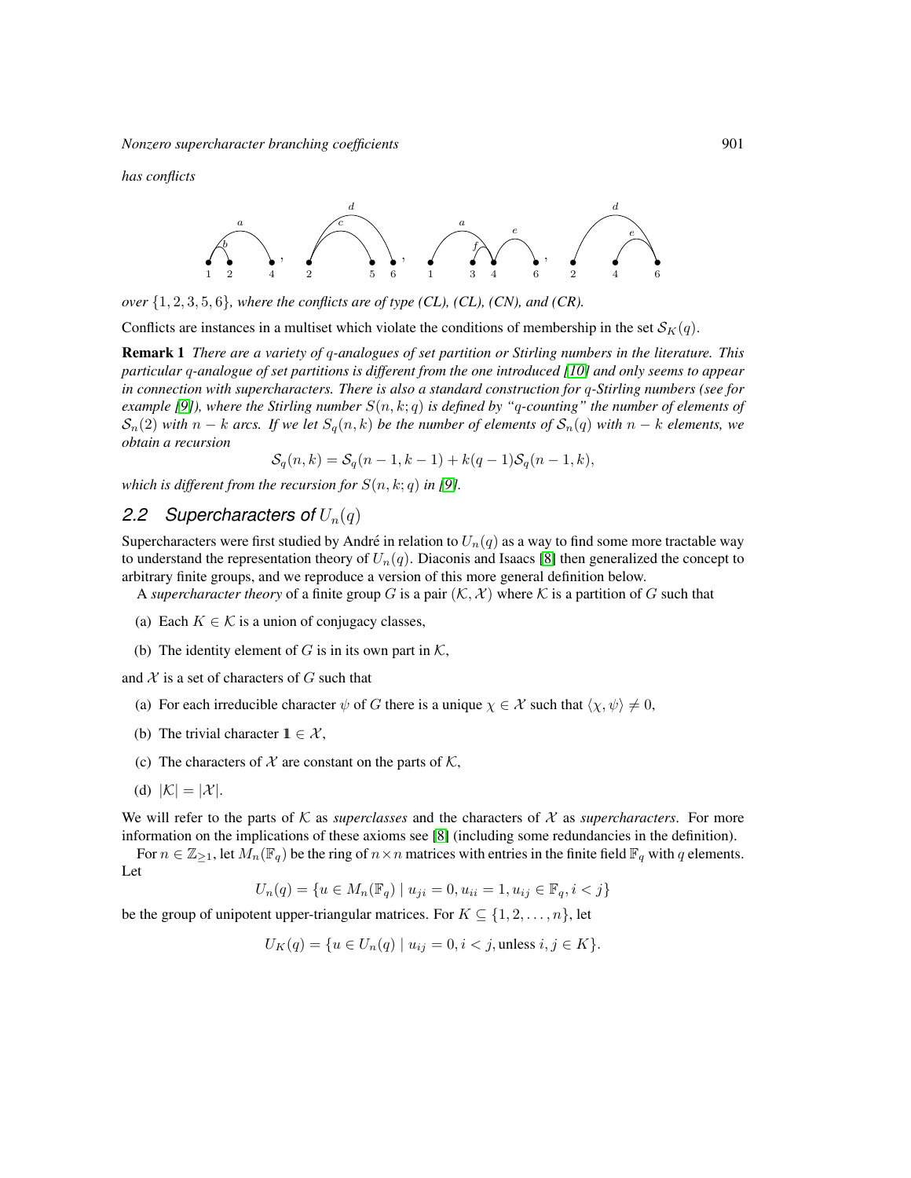*has conflicts*

*over* $\{1, 2, 3, 5, 6\}$*, where the conflicts are of type (CL), (CL), (CN), and (CR).*

Conflicts are instances in a multiset which violate the conditions of membership in the set $\mathcal{S}_K(q)$.

**Remark 1** *There are a variety of* $q$*-analogues of set partition or Stirling numbers in the literature. This particular* $q$*-analogue of set partitions is different from the one introduced [10] and only seems to appear in connection with supercharacters. There is also a standard construction for* $q$*-Stirling numbers (see for example [9]), where the Stirling number* $S(n, k; q)$ *is defined by "*$q$*-counting" the number of elements of* $\mathcal{S}_n(2)$ *with* $n - k$ *arcs. If we let* $S_q(n, k)$ *be the number of elements of* $\mathcal{S}_n(q)$ *with* $n - k$ *elements, we obtain a recursion*

$$\mathcal{S}_q(n, k) = \mathcal{S}_q(n-1, k-1) + k(q-1)\mathcal{S}_q(n-1, k),$$

*which is different from the recursion for* $S(n, k; q)$ *in [9].*

## 2.2 Supercharacters of $U_n(q)$

Supercharacters were first studied by André in relation to $U_n(q)$ as a way to find some more tractable way to understand the representation theory of $U_n(q)$. Diaconis and Isaacs [8] then generalized the concept to arbitrary finite groups, and we reproduce a version of this more general definition below.

A *supercharacter theory* of a finite group $G$ is a pair $(\mathcal{K}, \mathcal{X})$ where $\mathcal{K}$ is a partition of $G$ such that

(a) Each $K \in \mathcal{K}$ is a union of conjugacy classes,

(b) The identity element of $G$ is in its own part in $\mathcal{K}$,

and $\mathcal{X}$ is a set of characters of $G$ such that

(a) For each irreducible character $\psi$ of $G$ there is a unique $\chi \in \mathcal{X}$ such that $\langle \chi, \psi \rangle \neq 0$,

(b) The trivial character $\mathbb{1} \in \mathcal{X}$,

(c) The characters of $\mathcal{X}$ are constant on the parts of $\mathcal{K}$,

(d) $|\mathcal{K}| = |\mathcal{X}|$.

We will refer to the parts of $\mathcal{K}$ as *superclasses* and the characters of $\mathcal{X}$ as *supercharacters*. For more information on the implications of these axioms see [8] (including some redundancies in the definition).

For $n \in \mathbb{Z}_{\geq 1}$, let $M_n(\mathbb{F}_q)$ be the ring of $n \times n$ matrices with entries in the finite field $\mathbb{F}_q$ with $q$ elements. Let

$$U_n(q) = \{u \in M_n(\mathbb{F}_q) \mid u_{ji} = 0, u_{ii} = 1, u_{ij} \in \mathbb{F}_q, i < j\}$$

be the group of unipotent upper-triangular matrices. For $K \subseteq \{1, 2, \ldots, n\}$, let

$$U_K(q) = \{u \in U_n(q) \mid u_{ij} = 0, i < j, \text{unless } i, j \in K\}.$$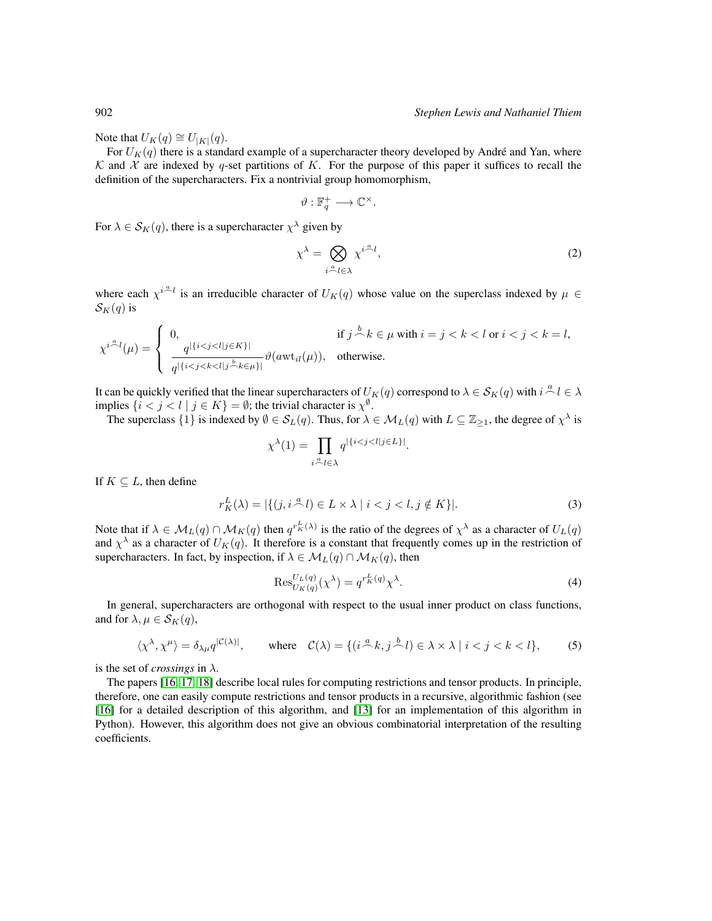Note that $U_K(q) \cong U_{|K|}(q)$.

For $U_K(q)$ there is a standard example of a supercharacter theory developed by André and Yan, where $\mathcal{K}$ and $\mathcal{X}$ are indexed by $q$-set partitions of $K$. For the purpose of this paper it suffices to recall the definition of the supercharacters. Fix a nontrivial group homomorphism,

$$\vartheta : \mathbb{F}_q^+ \longrightarrow \mathbb{C}^\times.$$

For $\lambda \in \mathcal{S}_K(q)$, there is a supercharacter $\chi^\lambda$ given by

$$\chi^\lambda = \bigotimes_{i \overset{a}{\frown} l \in \lambda} \chi^{i \overset{a}{\frown} l}, \tag{2}$$

where each $\chi^{i \overset{a}{\frown} l}$ is an irreducible character of $U_K(q)$ whose value on the superclass indexed by $\mu \in \mathcal{S}_K(q)$ is

$$\chi^{i \overset{a}{\frown} l}(\mu) = \begin{cases} 0, & \text{if } j \overset{b}{\frown} k \in \mu \text{ with } i = j < k < l \text{ or } i < j < k = l, \\ \dfrac{q^{|\{i<j<l \mid j \in K\}|}}{q^{|\{i<j<k<l \mid j \overset{b}{\frown} k \in \mu\}|}} \vartheta(a\mathrm{wt}_{il}(\mu)), & \text{otherwise.} \end{cases}$$

It can be quickly verified that the linear supercharacters of $U_K(q)$ correspond to $\lambda \in \mathcal{S}_K(q)$ with $i \overset{a}{\frown} l \in \lambda$ implies $\{i < j < l \mid j \in K\} = \emptyset$; the trivial character is $\chi^\emptyset$.

The superclass $\{1\}$ is indexed by $\emptyset \in \mathcal{S}_L(q)$. Thus, for $\lambda \in \mathcal{M}_L(q)$ with $L \subseteq \mathbb{Z}_{\geq 1}$, the degree of $\chi^\lambda$ is

$$\chi^\lambda(1) = \prod_{i \overset{a}{\frown} l \in \lambda} q^{|\{i<j<l \mid j \in L\}|}.$$

If $K \subseteq L$, then define

$$r_K^L(\lambda) = |\{(j, i \overset{a}{\frown} l) \in L \times \lambda \mid i < j < l, j \notin K\}|. \tag{3}$$

Note that if $\lambda \in \mathcal{M}_L(q) \cap \mathcal{M}_K(q)$ then $q^{r_K^L(\lambda)}$ is the ratio of the degrees of $\chi^\lambda$ as a character of $U_L(q)$ and $\chi^\lambda$ as a character of $U_K(q)$. It therefore is a constant that frequently comes up in the restriction of supercharacters. In fact, by inspection, if $\lambda \in \mathcal{M}_L(q) \cap \mathcal{M}_K(q)$, then

$$\mathrm{Res}_{U_K(q)}^{U_L(q)}(\chi^\lambda) = q^{r_K^L(q)} \chi^\lambda. \tag{4}$$

In general, supercharacters are orthogonal with respect to the usual inner product on class functions, and for $\lambda, \mu \in \mathcal{S}_K(q)$,

$$\langle \chi^\lambda, \chi^\mu \rangle = \delta_{\lambda\mu} q^{|\mathcal{C}(\lambda)|}, \qquad \text{where} \quad \mathcal{C}(\lambda) = \{(i \overset{a}{\frown} k, j \overset{b}{\frown} l) \in \lambda \times \lambda \mid i < j < k < l\}, \tag{5}$$

is the set of *crossings* in $\lambda$.

The papers [16, 17, 18] describe local rules for computing restrictions and tensor products. In principle, therefore, one can easily compute restrictions and tensor products in a recursive, algorithmic fashion (see [16] for a detailed description of this algorithm, and [13] for an implementation of this algorithm in Python). However, this algorithm does not give an obvious combinatorial interpretation of the resulting coefficients.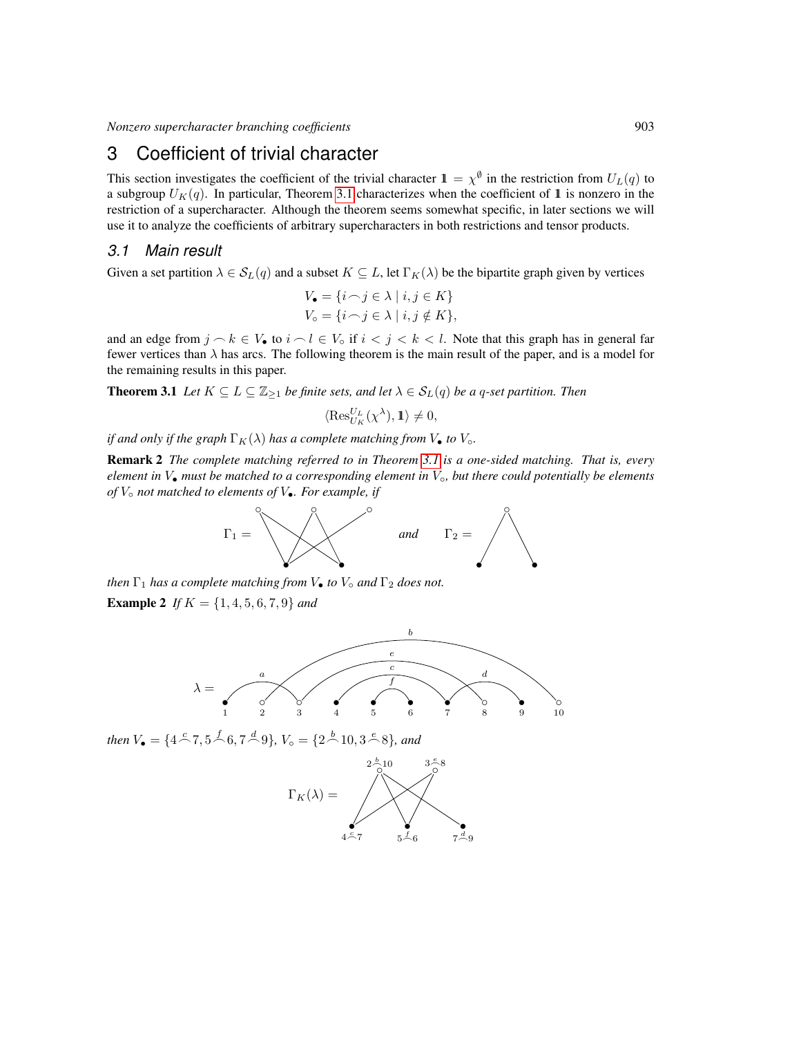# 3 Coefficient of trivial character

This section investigates the coefficient of the trivial character $1\!\!1 = \chi^{\emptyset}$ in the restriction from $U_L(q)$ to a subgroup $U_K(q)$. In particular, Theorem 3.1 characterizes when the coefficient of $1\!\!1$ is nonzero in the restriction of a supercharacter. Although the theorem seems somewhat specific, in later sections we will use it to analyze the coefficients of arbitrary supercharacters in both restrictions and tensor products.

## 3.1 Main result

Given a set partition $\lambda \in \mathcal{S}_L(q)$ and a subset $K \subseteq L$, let $\Gamma_K(\lambda)$ be the bipartite graph given by vertices

$$V_\bullet = \{i \frown j \in \lambda \mid i, j \in K\}$$
$$V_\circ = \{i \frown j \in \lambda \mid i, j \notin K\},$$

and an edge from $j \frown k \in V_\bullet$ to $i \frown l \in V_\circ$ if $i < j < k < l$. Note that this graph has in general far fewer vertices than $\lambda$ has arcs. The following theorem is the main result of the paper, and is a model for the remaining results in this paper.

**Theorem 3.1** *Let $K \subseteq L \subseteq \mathbb{Z}_{\geq 1}$ be finite sets, and let $\lambda \in \mathcal{S}_L(q)$ be a $q$-set partition. Then*

$$\langle \mathrm{Res}^{U_L}_{U_K}(\chi^\lambda), 1\!\!1 \rangle \neq 0,$$

*if and only if the graph $\Gamma_K(\lambda)$ has a complete matching from $V_\bullet$ to $V_\circ$.*

**Remark 2** *The complete matching referred to in Theorem 3.1 is a one-sided matching. That is, every element in $V_\bullet$ must be matched to a corresponding element in $V_\circ$, but there could potentially be elements of $V_\circ$ not matched to elements of $V_\bullet$. For example, if*

$\Gamma_1 =$ [graph] *and* $\Gamma_2 =$ [graph]

*then $\Gamma_1$ has a complete matching from $V_\bullet$ to $V_\circ$ and $\Gamma_2$ does not.*

**Example 2** *If $K = \{1, 4, 5, 6, 7, 9\}$ and*

$\lambda =$ [arc diagram on vertices 1–10 with arcs $a, b, c, d, e, f$]

*then $V_\bullet = \{4 \overset{c}{\frown} 7, 5 \overset{f}{\frown} 6, 7 \overset{d}{\frown} 9\}$, $V_\circ = \{2 \overset{b}{\frown} 10, 3 \overset{e}{\frown} 8\}$, and*

$\Gamma_K(\lambda) =$ [bipartite graph with vertices $2 \overset{b}{\frown} 10$, $3 \overset{e}{\frown} 8$, $4 \overset{c}{\frown} 7$, $5 \overset{f}{\frown} 6$, $7 \overset{d}{\frown} 9$]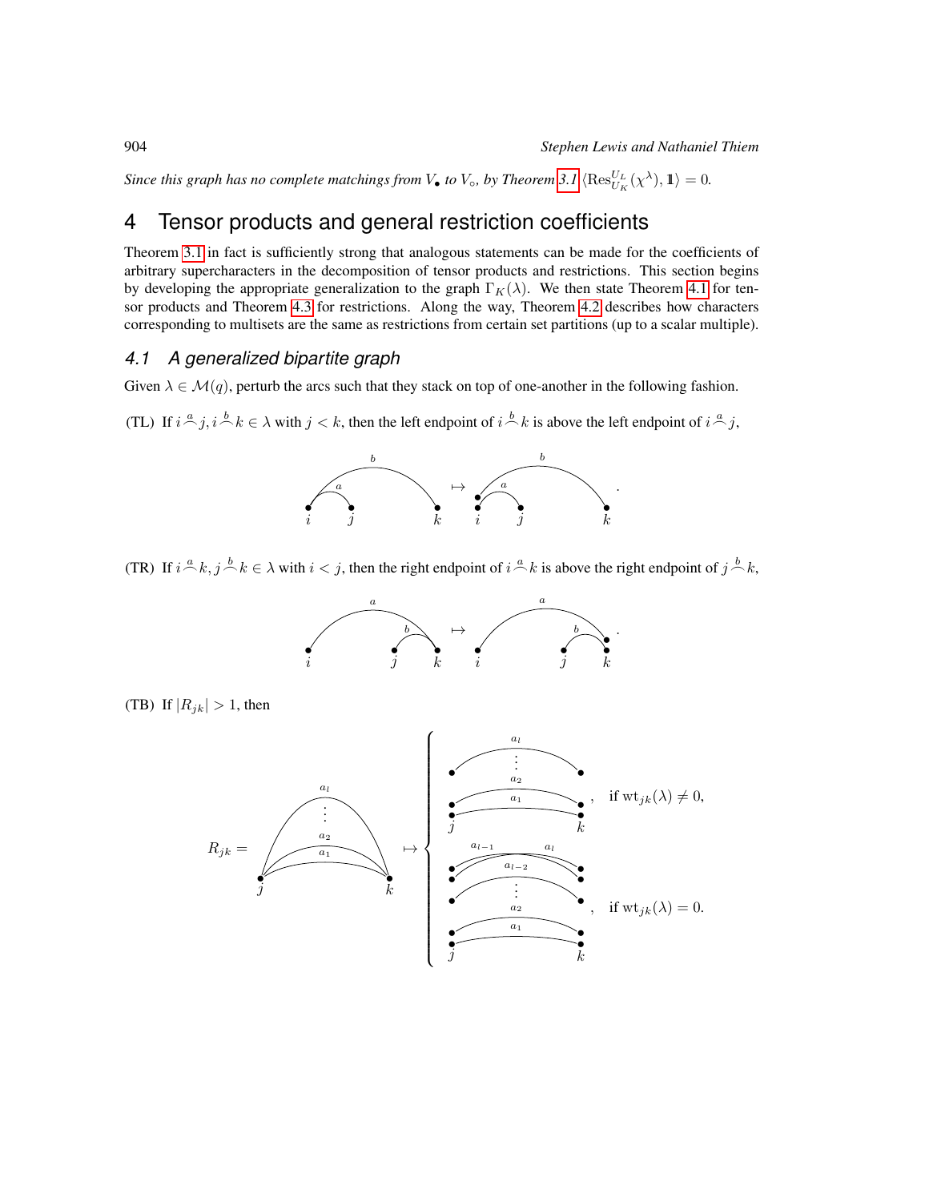*Since this graph has no complete matchings from $V_\bullet$ to $V_\circ$, by Theorem 3.1* $\langle \mathrm{Res}^{U_L}_{U_K}(\chi^\lambda), \mathbb{1}\rangle = 0$.

# 4 Tensor products and general restriction coefficients

Theorem 3.1 in fact is sufficiently strong that analogous statements can be made for the coefficients of arbitrary supercharacters in the decomposition of tensor products and restrictions. This section begins by developing the appropriate generalization to the graph $\Gamma_K(\lambda)$. We then state Theorem 4.1 for tensor products and Theorem 4.3 for restrictions. Along the way, Theorem 4.2 describes how characters corresponding to multisets are the same as restrictions from certain set partitions (up to a scalar multiple).

## *4.1 A generalized bipartite graph*

Given $\lambda \in \mathcal{M}(q)$, perturb the arcs such that they stack on top of one-another in the following fashion.

(TL) If $i \overset{a}{\frown} j, i \overset{b}{\frown} k \in \lambda$ with $j < k$, then the left endpoint of $i \overset{b}{\frown} k$ is above the left endpoint of $i \overset{a}{\frown} j$,

(TR) If $i \overset{a}{\frown} k, j \overset{b}{\frown} k \in \lambda$ with $i < j$, then the right endpoint of $i \overset{a}{\frown} k$ is above the right endpoint of $j \overset{b}{\frown} k$,

(TB) If $|R_{jk}| > 1$, then

$R_{jk} = \ldots \mapsto$ (stacked arcs $a_1, a_2, \ldots, a_l$), if $\mathrm{wt}_{jk}(\lambda) \neq 0$; (stacked arcs $a_1, a_2, \ldots, a_{l-2}$, with $a_{l-1}$ and $a_l$ crossing), if $\mathrm{wt}_{jk}(\lambda) = 0$.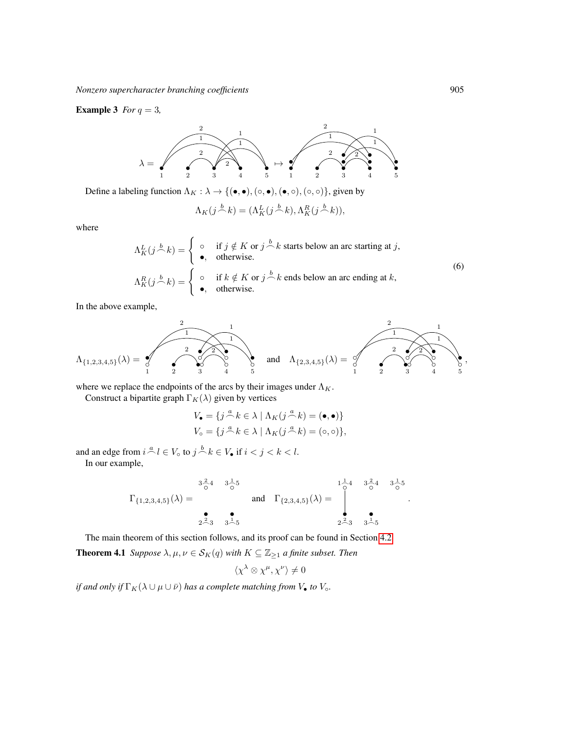**Example 3** *For $q = 3$,*

Define a labeling function $\Lambda_K : \lambda \to \{(\bullet,\bullet),(\circ,\bullet),(\bullet,\circ),(\circ,\circ)\}$, given by

$$\Lambda_K(j \overset{b}{\frown} k) = (\Lambda_K^L(j \overset{b}{\frown} k), \Lambda_K^R(j \overset{b}{\frown} k)),$$

where

$$\Lambda_K^L(j \overset{b}{\frown} k) = \begin{cases} \circ & \text{if } j \notin K \text{ or } j \overset{b}{\frown} k \text{ starts below an arc starting at } j, \\ \bullet, & \text{otherwise.} \end{cases}$$
$$\Lambda_K^R(j \overset{b}{\frown} k) = \begin{cases} \circ & \text{if } k \notin K \text{ or } j \overset{b}{\frown} k \text{ ends below an arc ending at } k, \\ \bullet, & \text{otherwise.} \end{cases} \tag{6}$$

In the above example,

$\Lambda_{\{1,2,3,4,5\}}(\lambda) =$ and $\Lambda_{\{2,3,4,5\}}(\lambda) =$ ,

where we replace the endpoints of the arcs by their images under $\Lambda_K$.

Construct a bipartite graph $\Gamma_K(\lambda)$ given by vertices

$$V_\bullet = \{j \overset{a}{\frown} k \in \lambda \mid \Lambda_K(j \overset{a}{\frown} k) = (\bullet,\bullet)\}$$
$$V_\circ = \{j \overset{a}{\frown} k \in \lambda \mid \Lambda_K(j \overset{a}{\frown} k) = (\circ,\circ)\},$$

and an edge from $i \overset{a}{\frown} l \in V_\circ$ to $j \overset{b}{\frown} k \in V_\bullet$ if $i < j < k < l$.

In our example,

$\Gamma_{\{1,2,3,4,5\}}(\lambda) =$ with vertices $3 \overset{2}{\frown} 4$, $3 \overset{1}{\frown} 5$ (in $V_\circ$) and $2 \overset{2}{\frown} 3$, $3 \overset{1}{\frown} 5$ (in $V_\bullet$), and $\Gamma_{\{2,3,4,5\}}(\lambda) =$ with vertices $1 \overset{1}{\frown} 4$, $3 \overset{2}{\frown} 4$, $3 \overset{1}{\frown} 5$ (in $V_\circ$) and $2 \overset{2}{\frown} 3$, $3 \overset{1}{\frown} 5$ (in $V_\bullet$), with an edge from $1 \overset{1}{\frown} 4$ to $2 \overset{2}{\frown} 3$.

The main theorem of this section follows, and its proof can be found in Section 4.2.

**Theorem 4.1** *Suppose $\lambda, \mu, \nu \in \mathcal{S}_K(q)$ with $K \subseteq \mathbb{Z}_{\geq 1}$ a finite subset. Then*

$$\langle \chi^\lambda \otimes \chi^\mu, \chi^\nu \rangle \neq 0$$

*if and only if $\Gamma_K(\lambda \cup \mu \cup \bar{\nu})$ has a complete matching from $V_\bullet$ to $V_\circ$.*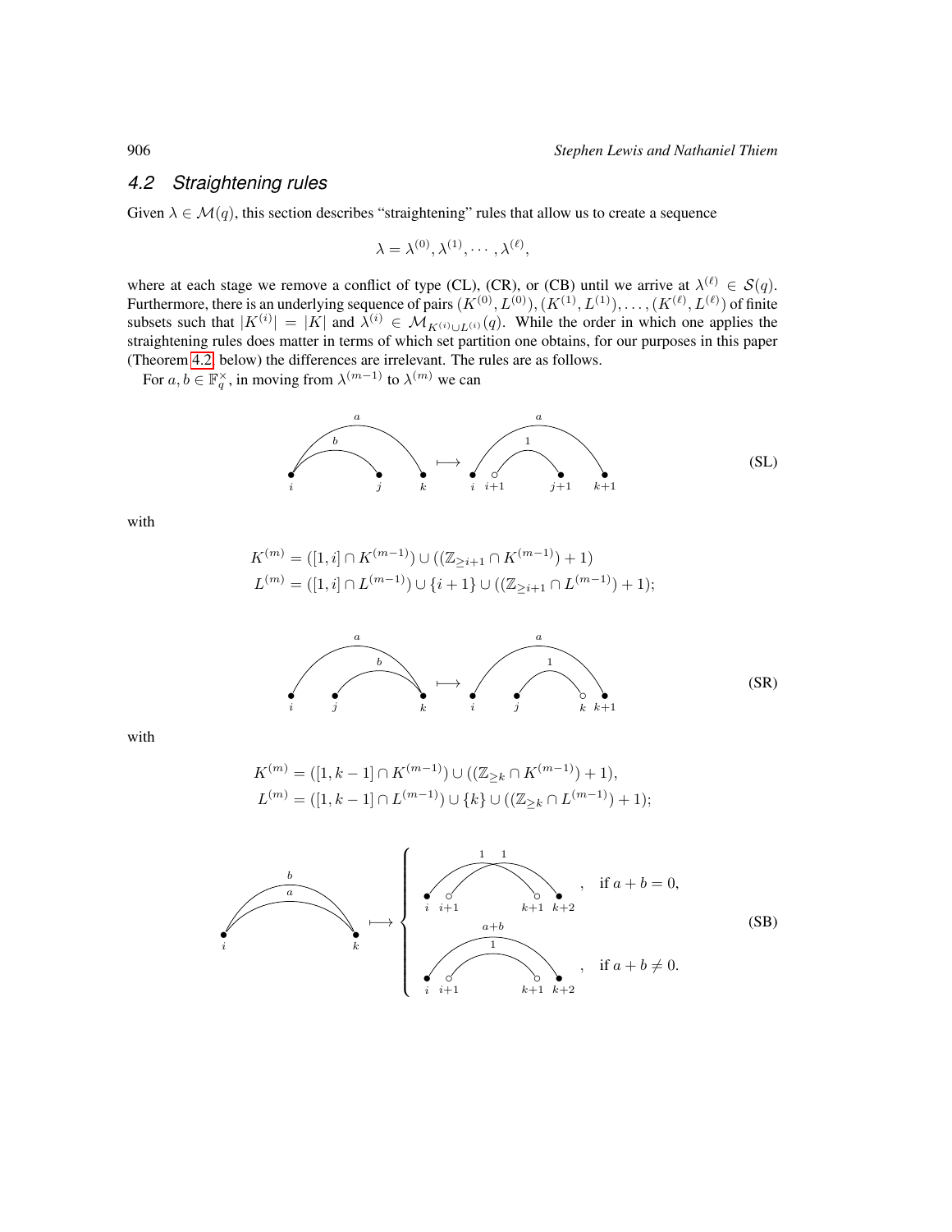## 4.2 Straightening rules

Given $\lambda \in \mathcal{M}(q)$, this section describes "straightening" rules that allow us to create a sequence

$$\lambda = \lambda^{(0)}, \lambda^{(1)}, \cdots, \lambda^{(\ell)},$$

where at each stage we remove a conflict of type (CL), (CR), or (CB) until we arrive at $\lambda^{(\ell)} \in \mathcal{S}(q)$. Furthermore, there is an underlying sequence of pairs $(K^{(0)}, L^{(0)}), (K^{(1)}, L^{(1)}), \ldots, (K^{(\ell)}, L^{(\ell)})$ of finite subsets such that $|K^{(i)}| = |K|$ and $\lambda^{(i)} \in \mathcal{M}_{K^{(i)} \cup L^{(i)}}(q)$. While the order in which one applies the straightening rules does matter in terms of which set partition one obtains, for our purposes in this paper (Theorem 4.2, below) the differences are irrelevant. The rules are as follows.

For $a, b \in \mathbb{F}_q^\times$, in moving from $\lambda^{(m-1)}$ to $\lambda^{(m)}$ we can

(SL)

with

$$K^{(m)} = ([1, i] \cap K^{(m-1)}) \cup ((\mathbb{Z}_{\geq i+1} \cap K^{(m-1)}) + 1)$$
$$L^{(m)} = ([1, i] \cap L^{(m-1)}) \cup \{i+1\} \cup ((\mathbb{Z}_{\geq i+1} \cap L^{(m-1)}) + 1);$$

(SR)

with

$$K^{(m)} = ([1, k-1] \cap K^{(m-1)}) \cup ((\mathbb{Z}_{\geq k} \cap K^{(m-1)}) + 1),$$
$$L^{(m)} = ([1, k-1] \cap L^{(m-1)}) \cup \{k\} \cup ((\mathbb{Z}_{\geq k} \cap L^{(m-1)}) + 1);$$

(SB)

if $a + b = 0$,

if $a + b \neq 0$.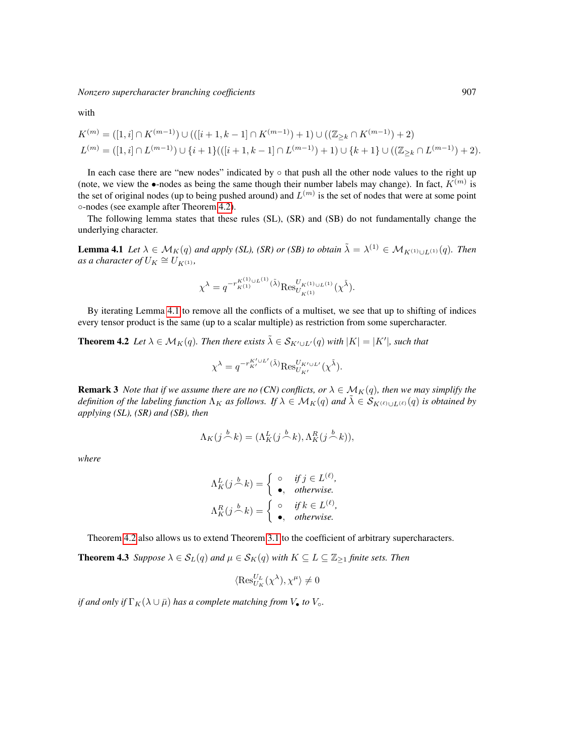with

$$K^{(m)} = ([1,i] \cap K^{(m-1)}) \cup (([i+1,k-1] \cap K^{(m-1)}) + 1) \cup ((\mathbb{Z}_{\geq k} \cap K^{(m-1)}) + 2)$$
$$L^{(m)} = ([1,i] \cap L^{(m-1)}) \cup \{i+1\}(([i+1,k-1] \cap L^{(m-1)}) + 1) \cup \{k+1\} \cup ((\mathbb{Z}_{\geq k} \cap L^{(m-1)}) + 2).$$

In each case there are "new nodes" indicated by $\circ$ that push all the other node values to the right up (note, we view the $\bullet$-nodes as being the same though their number labels may change). In fact, $K^{(m)}$ is the set of original nodes (up to being pushed around) and $L^{(m)}$ is the set of nodes that were at some point $\circ$-nodes (see example after Theorem 4.2).

The following lemma states that these rules (SL), (SR) and (SB) do not fundamentally change the underlying character.

**Lemma 4.1** *Let $\lambda \in \mathcal{M}_K(q)$ and apply (SL), (SR) or (SB) to obtain $\tilde{\lambda} = \lambda^{(1)} \in \mathcal{M}_{K^{(1)} \cup L^{(1)}}(q)$. Then as a character of $U_K \cong U_{K^{(1)}}$,*

$$\chi^\lambda = q^{-r_{K^{(1)}}^{K^{(1)} \cup L^{(1)}}(\tilde{\lambda})} \mathrm{Res}^{U_{K^{(1)} \cup L^{(1)}}}_{U_{K^{(1)}}}(\chi^{\tilde{\lambda}}).$$

By iterating Lemma 4.1 to remove all the conflicts of a multiset, we see that up to shifting of indices every tensor product is the same (up to a scalar multiple) as restriction from some supercharacter.

**Theorem 4.2** *Let $\lambda \in \mathcal{M}_K(q)$. Then there exists $\tilde{\lambda} \in \mathcal{S}_{K' \cup L'}(q)$ with $|K| = |K'|$, such that*

$$\chi^\lambda = q^{-r_{K'}^{K' \cup L'}(\tilde{\lambda})} \mathrm{Res}^{U_{K' \cup L'}}_{U_{K'}}(\chi^{\tilde{\lambda}}).$$

**Remark 3** *Note that if we assume there are no (CN) conflicts, or $\lambda \in \mathcal{M}_K(q)$, then we may simplify the definition of the labeling function $\Lambda_K$ as follows. If $\lambda \in \mathcal{M}_K(q)$ and $\tilde{\lambda} \in \mathcal{S}_{K^{(\ell)} \cup L^{(\ell)}}(q)$ is obtained by applying (SL), (SR) and (SB), then*

$$\Lambda_K(j \overset{b}{\frown} k) = (\Lambda_K^L(j \overset{b}{\frown} k), \Lambda_K^R(j \overset{b}{\frown} k)),$$

*where*

$$\Lambda_K^L(j \overset{b}{\frown} k) = \begin{cases} \circ & \text{if } j \in L^{(\ell)}, \\ \bullet, & \text{otherwise.} \end{cases}$$
$$\Lambda_K^R(j \overset{b}{\frown} k) = \begin{cases} \circ & \text{if } k \in L^{(\ell)}, \\ \bullet, & \text{otherwise.} \end{cases}$$

Theorem 4.2 also allows us to extend Theorem 3.1 to the coefficient of arbitrary supercharacters.

**Theorem 4.3** *Suppose $\lambda \in \mathcal{S}_L(q)$ and $\mu \in \mathcal{S}_K(q)$ with $K \subseteq L \subseteq \mathbb{Z}_{\geq 1}$ finite sets. Then*

$$\langle \mathrm{Res}^{U_L}_{U_K}(\chi^\lambda), \chi^\mu \rangle \neq 0$$

*if and only if $\Gamma_K(\lambda \cup \bar{\mu})$ has a complete matching from $V_\bullet$ to $V_\circ$.*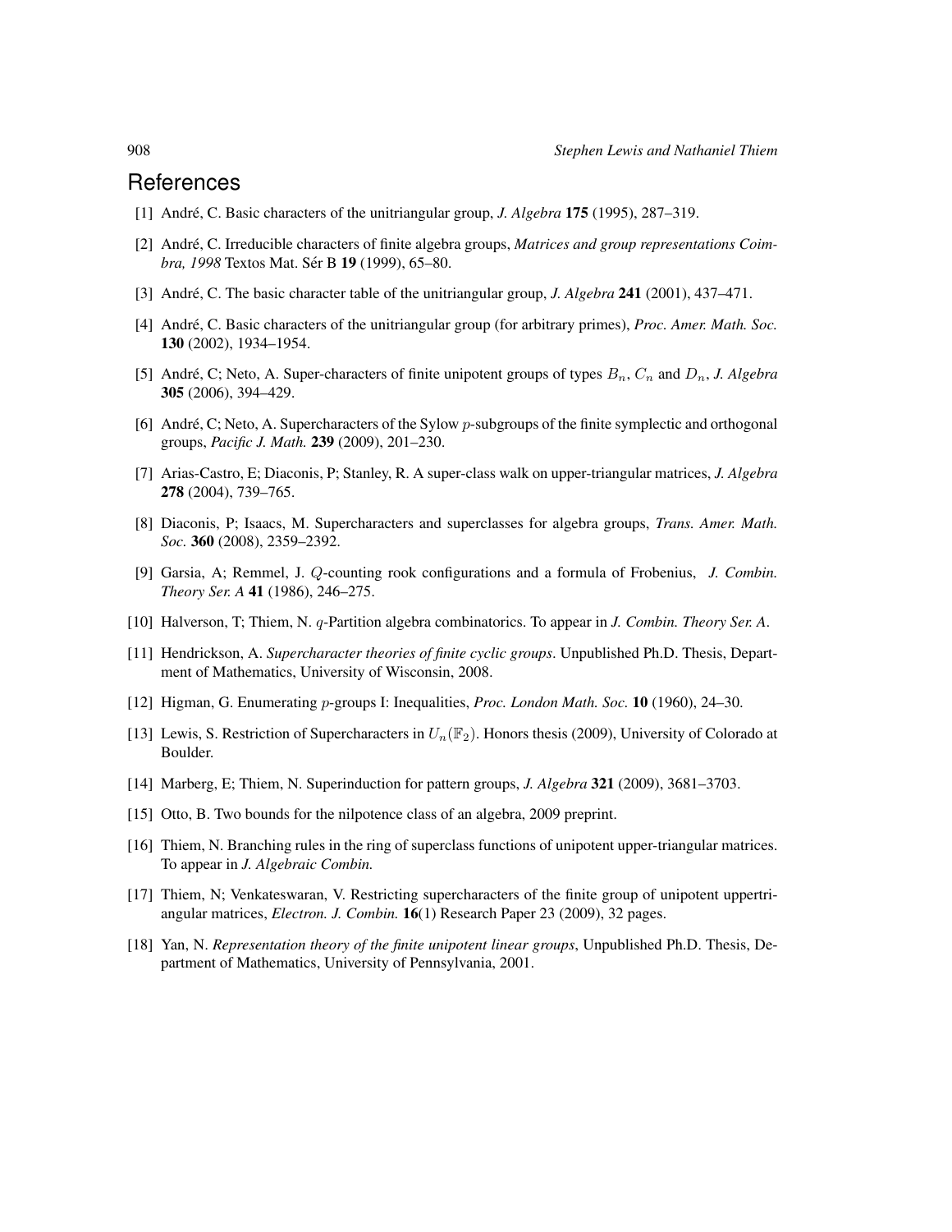# References

[1] André, C. Basic characters of the unitriangular group, *J. Algebra* **175** (1995), 287–319.

[2] André, C. Irreducible characters of finite algebra groups, *Matrices and group representations Coimbra, 1998* Textos Mat. Sér B **19** (1999), 65–80.

[3] André, C. The basic character table of the unitriangular group, *J. Algebra* **241** (2001), 437–471.

[4] André, C. Basic characters of the unitriangular group (for arbitrary primes), *Proc. Amer. Math. Soc.* **130** (2002), 1934–1954.

[5] André, C; Neto, A. Super-characters of finite unipotent groups of types $B_n$, $C_n$ and $D_n$, *J. Algebra* **305** (2006), 394–429.

[6] André, C; Neto, A. Supercharacters of the Sylow $p$-subgroups of the finite symplectic and orthogonal groups, *Pacific J. Math.* **239** (2009), 201–230.

[7] Arias-Castro, E; Diaconis, P; Stanley, R. A super-class walk on upper-triangular matrices, *J. Algebra* **278** (2004), 739–765.

[8] Diaconis, P; Isaacs, M. Supercharacters and superclasses for algebra groups, *Trans. Amer. Math. Soc.* **360** (2008), 2359–2392.

[9] Garsia, A; Remmel, J. $Q$-counting rook configurations and a formula of Frobenius, *J. Combin. Theory Ser. A* **41** (1986), 246–275.

[10] Halverson, T; Thiem, N. $q$-Partition algebra combinatorics. To appear in *J. Combin. Theory Ser. A*.

[11] Hendrickson, A. *Supercharacter theories of finite cyclic groups*. Unpublished Ph.D. Thesis, Department of Mathematics, University of Wisconsin, 2008.

[12] Higman, G. Enumerating $p$-groups I: Inequalities, *Proc. London Math. Soc.* **10** (1960), 24–30.

[13] Lewis, S. Restriction of Supercharacters in $U_n(\mathbb{F}_2)$. Honors thesis (2009), University of Colorado at Boulder.

[14] Marberg, E; Thiem, N. Superinduction for pattern groups, *J. Algebra* **321** (2009), 3681–3703.

[15] Otto, B. Two bounds for the nilpotence class of an algebra, 2009 preprint.

[16] Thiem, N. Branching rules in the ring of superclass functions of unipotent upper-triangular matrices. To appear in *J. Algebraic Combin.*

[17] Thiem, N; Venkateswaran, V. Restricting supercharacters of the finite group of unipotent uppertriangular matrices, *Electron. J. Combin.* **16**(1) Research Paper 23 (2009), 32 pages.

[18] Yan, N. *Representation theory of the finite unipotent linear groups*, Unpublished Ph.D. Thesis, Department of Mathematics, University of Pennsylvania, 2001.